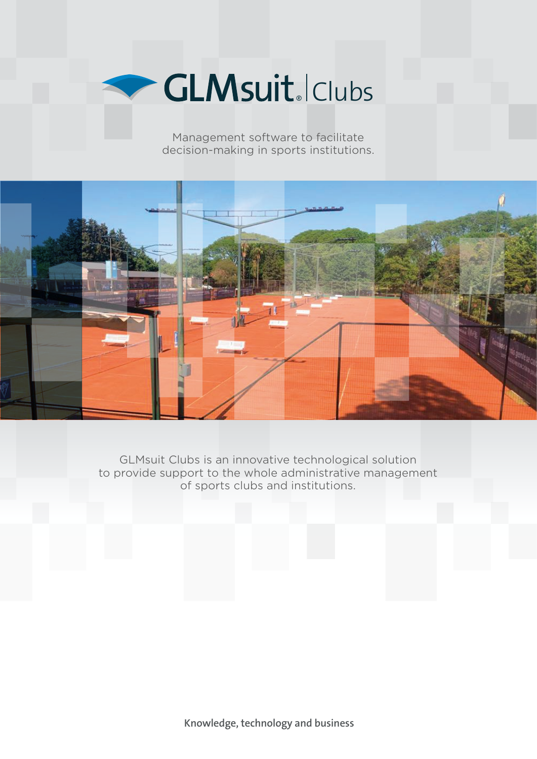# GLMsuit® | Clubs

Management software to facilitate decision-making in sports institutions.

GLMsuit Clubs is an innovative technological solution to provide support to the whole administrative management of sports clubs and institutions.

**Knowledge, technology and business**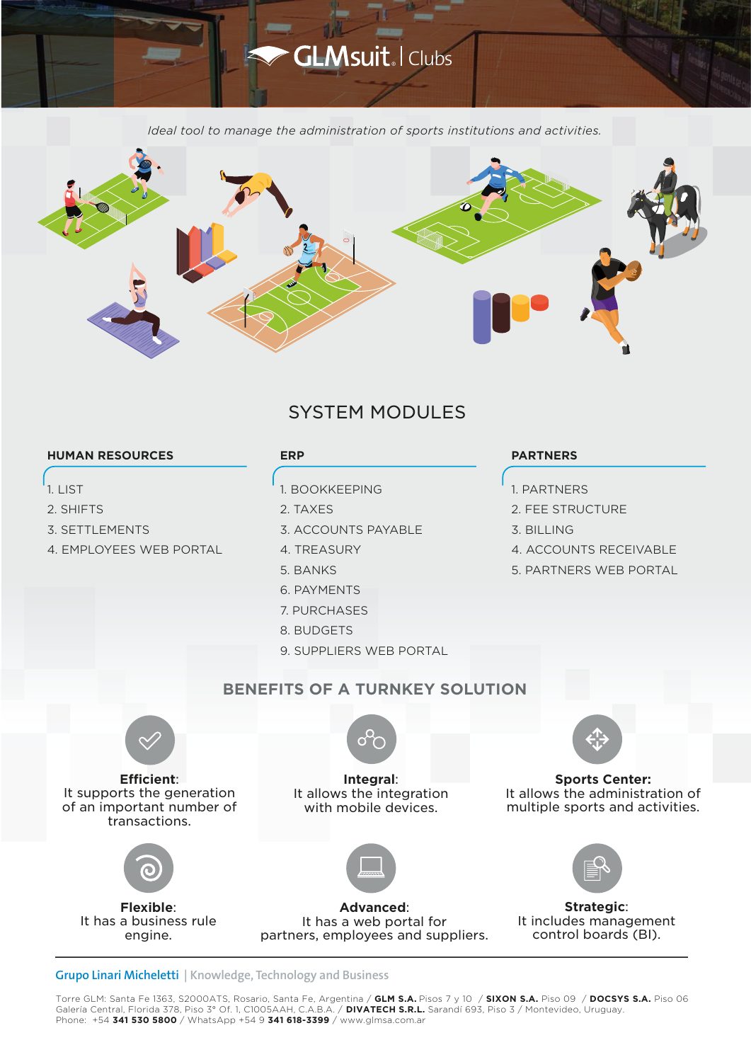GLMsuit | Clubs

*Ideal tool to manage the administration of sports institutions and activities.*

## SYSTEM MODULES

### HUMAN RESOURCES

1. LIST
2. SHIFTS
3. SETTLEMENTS
4. EMPLOYEES WEB PORTAL

### ERP

1. BOOKKEEPING
2. TAXES
3. ACCOUNTS PAYABLE
4. TREASURY
5. BANKS
6. PAYMENTS
7. PURCHASES
8. BUDGETS
9. SUPPLIERS WEB PORTAL

### PARTNERS

1. PARTNERS
2. FEE STRUCTURE
3. BILLING
4. ACCOUNTS RECEIVABLE
5. PARTNERS WEB PORTAL

## BENEFITS OF A TURNKEY SOLUTION

**Efficient**:
It supports the generation of an important number of transactions.

**Integral**:
It allows the integration with mobile devices.

**Sports Center:**
It allows the administration of multiple sports and activities.

**Flexible**:
It has a business rule engine.

**Advanced**:
It has a web portal for partners, employees and suppliers.

**Strategic**:
It includes management control boards (BI).

Grupo Linari Micheletti | Knowledge, Technology and Business

Torre GLM: Santa Fe 1363, S2000ATS, Rosario, Santa Fe, Argentina / **GLM S.A.** Pisos 7 y 10 / **SIXON S.A.** Piso 09 / **DOCSYS S.A.** Piso 06
Galería Central, Florida 378, Piso 3° Of. 1, C1005AAH, C.A.B.A. / **DIVATECH S.R.L.** Sarandí 693, Piso 3 / Montevideo, Uruguay.
Phone: +54 **341 530 5800** / WhatsApp +54 9 **341 618-3399** / www.glmsa.com.ar